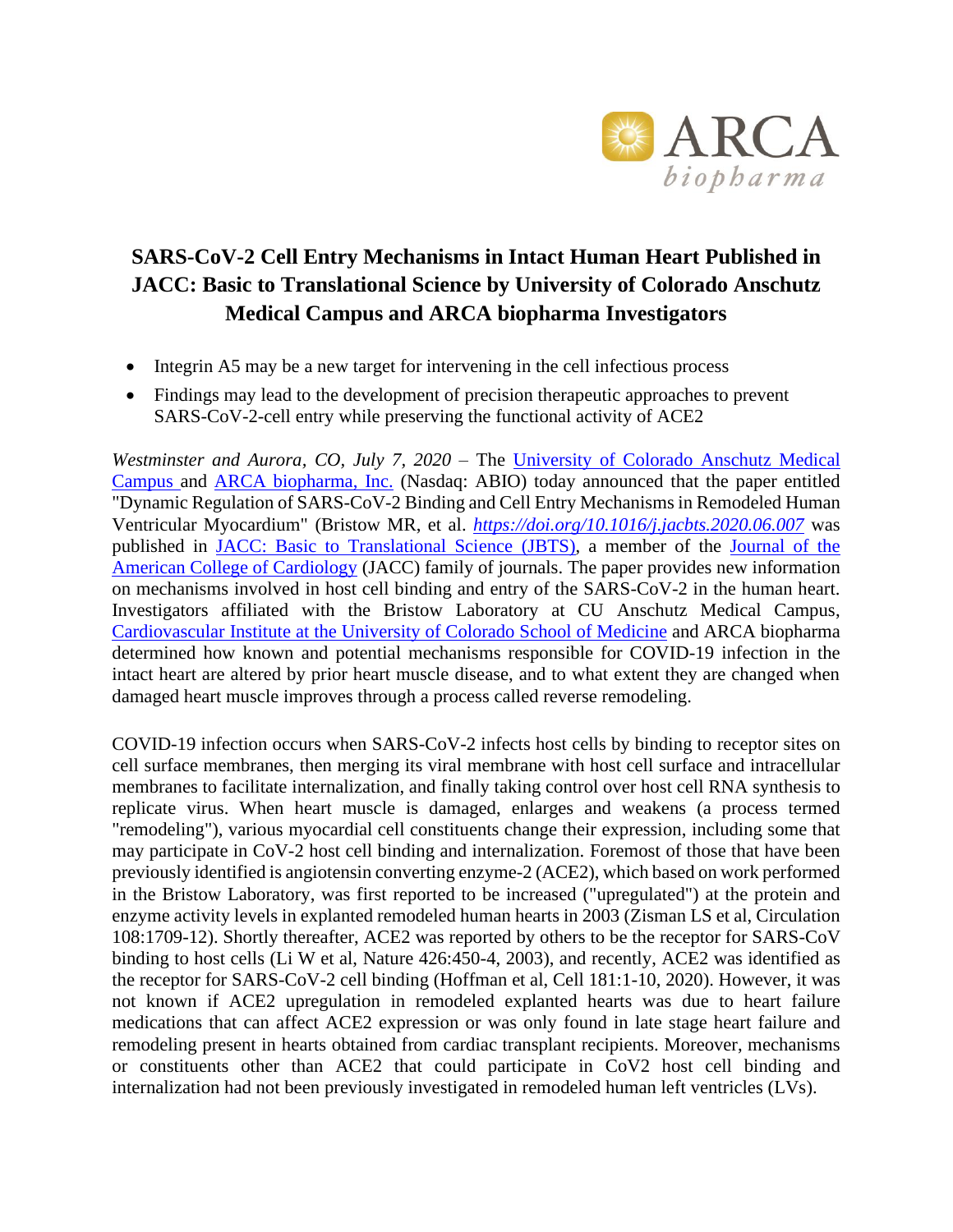ARCA biopharma

# SARS-CoV-2 Cell Entry Mechanisms in Intact Human Heart Published in JACC: Basic to Translational Science by University of Colorado Anschutz Medical Campus and ARCA biopharma Investigators

- Integrin A5 may be a new target for intervening in the cell infectious process
- Findings may lead to the development of precision therapeutic approaches to prevent SARS-CoV-2-cell entry while preserving the functional activity of ACE2

*Westminster and Aurora, CO, July 7, 2020* – The University of Colorado Anschutz Medical Campus and ARCA biopharma, Inc. (Nasdaq: ABIO) today announced that the paper entitled "Dynamic Regulation of SARS-CoV-2 Binding and Cell Entry Mechanisms in Remodeled Human Ventricular Myocardium" (Bristow MR, et al. *https://doi.org/10.1016/j.jacbts.2020.06.007* was published in JACC: Basic to Translational Science (JBTS), a member of the Journal of the American College of Cardiology (JACC) family of journals. The paper provides new information on mechanisms involved in host cell binding and entry of the SARS-CoV-2 in the human heart. Investigators affiliated with the Bristow Laboratory at CU Anschutz Medical Campus, Cardiovascular Institute at the University of Colorado School of Medicine and ARCA biopharma determined how known and potential mechanisms responsible for COVID-19 infection in the intact heart are altered by prior heart muscle disease, and to what extent they are changed when damaged heart muscle improves through a process called reverse remodeling.

COVID-19 infection occurs when SARS-CoV-2 infects host cells by binding to receptor sites on cell surface membranes, then merging its viral membrane with host cell surface and intracellular membranes to facilitate internalization, and finally taking control over host cell RNA synthesis to replicate virus. When heart muscle is damaged, enlarges and weakens (a process termed "remodeling"), various myocardial cell constituents change their expression, including some that may participate in CoV-2 host cell binding and internalization. Foremost of those that have been previously identified is angiotensin converting enzyme-2 (ACE2), which based on work performed in the Bristow Laboratory, was first reported to be increased ("upregulated") at the protein and enzyme activity levels in explanted remodeled human hearts in 2003 (Zisman LS et al, Circulation 108:1709-12). Shortly thereafter, ACE2 was reported by others to be the receptor for SARS-CoV binding to host cells (Li W et al, Nature 426:450-4, 2003), and recently, ACE2 was identified as the receptor for SARS-CoV-2 cell binding (Hoffman et al, Cell 181:1-10, 2020). However, it was not known if ACE2 upregulation in remodeled explanted hearts was due to heart failure medications that can affect ACE2 expression or was only found in late stage heart failure and remodeling present in hearts obtained from cardiac transplant recipients. Moreover, mechanisms or constituents other than ACE2 that could participate in CoV2 host cell binding and internalization had not been previously investigated in remodeled human left ventricles (LVs).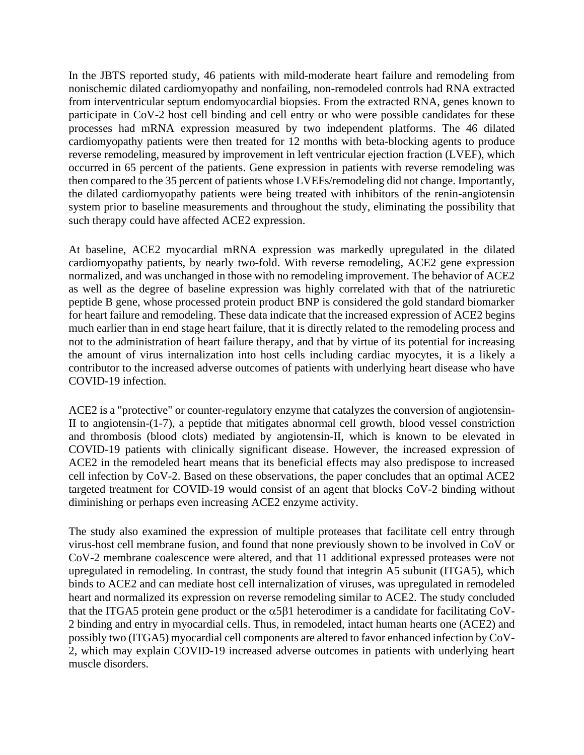In the JBTS reported study, 46 patients with mild-moderate heart failure and remodeling from nonischemic dilated cardiomyopathy and nonfailing, non-remodeled controls had RNA extracted from interventricular septum endomyocardial biopsies. From the extracted RNA, genes known to participate in CoV-2 host cell binding and cell entry or who were possible candidates for these processes had mRNA expression measured by two independent platforms. The 46 dilated cardiomyopathy patients were then treated for 12 months with beta-blocking agents to produce reverse remodeling, measured by improvement in left ventricular ejection fraction (LVEF), which occurred in 65 percent of the patients. Gene expression in patients with reverse remodeling was then compared to the 35 percent of patients whose LVEFs/remodeling did not change. Importantly, the dilated cardiomyopathy patients were being treated with inhibitors of the renin-angiotensin system prior to baseline measurements and throughout the study, eliminating the possibility that such therapy could have affected ACE2 expression.

At baseline, ACE2 myocardial mRNA expression was markedly upregulated in the dilated cardiomyopathy patients, by nearly two-fold. With reverse remodeling, ACE2 gene expression normalized, and was unchanged in those with no remodeling improvement. The behavior of ACE2 as well as the degree of baseline expression was highly correlated with that of the natriuretic peptide B gene, whose processed protein product BNP is considered the gold standard biomarker for heart failure and remodeling. These data indicate that the increased expression of ACE2 begins much earlier than in end stage heart failure, that it is directly related to the remodeling process and not to the administration of heart failure therapy, and that by virtue of its potential for increasing the amount of virus internalization into host cells including cardiac myocytes, it is a likely a contributor to the increased adverse outcomes of patients with underlying heart disease who have COVID-19 infection.

ACE2 is a "protective" or counter-regulatory enzyme that catalyzes the conversion of angiotensin-II to angiotensin-(1-7), a peptide that mitigates abnormal cell growth, blood vessel constriction and thrombosis (blood clots) mediated by angiotensin-II, which is known to be elevated in COVID-19 patients with clinically significant disease. However, the increased expression of ACE2 in the remodeled heart means that its beneficial effects may also predispose to increased cell infection by CoV-2. Based on these observations, the paper concludes that an optimal ACE2 targeted treatment for COVID-19 would consist of an agent that blocks CoV-2 binding without diminishing or perhaps even increasing ACE2 enzyme activity.

The study also examined the expression of multiple proteases that facilitate cell entry through virus-host cell membrane fusion, and found that none previously shown to be involved in CoV or CoV-2 membrane coalescence were altered, and that 11 additional expressed proteases were not upregulated in remodeling. In contrast, the study found that integrin A5 subunit (ITGA5), which binds to ACE2 and can mediate host cell internalization of viruses, was upregulated in remodeled heart and normalized its expression on reverse remodeling similar to ACE2. The study concluded that the ITGA5 protein gene product or the $\alpha5\beta1$ heterodimer is a candidate for facilitating CoV-2 binding and entry in myocardial cells. Thus, in remodeled, intact human hearts one (ACE2) and possibly two (ITGA5) myocardial cell components are altered to favor enhanced infection by CoV-2, which may explain COVID-19 increased adverse outcomes in patients with underlying heart muscle disorders.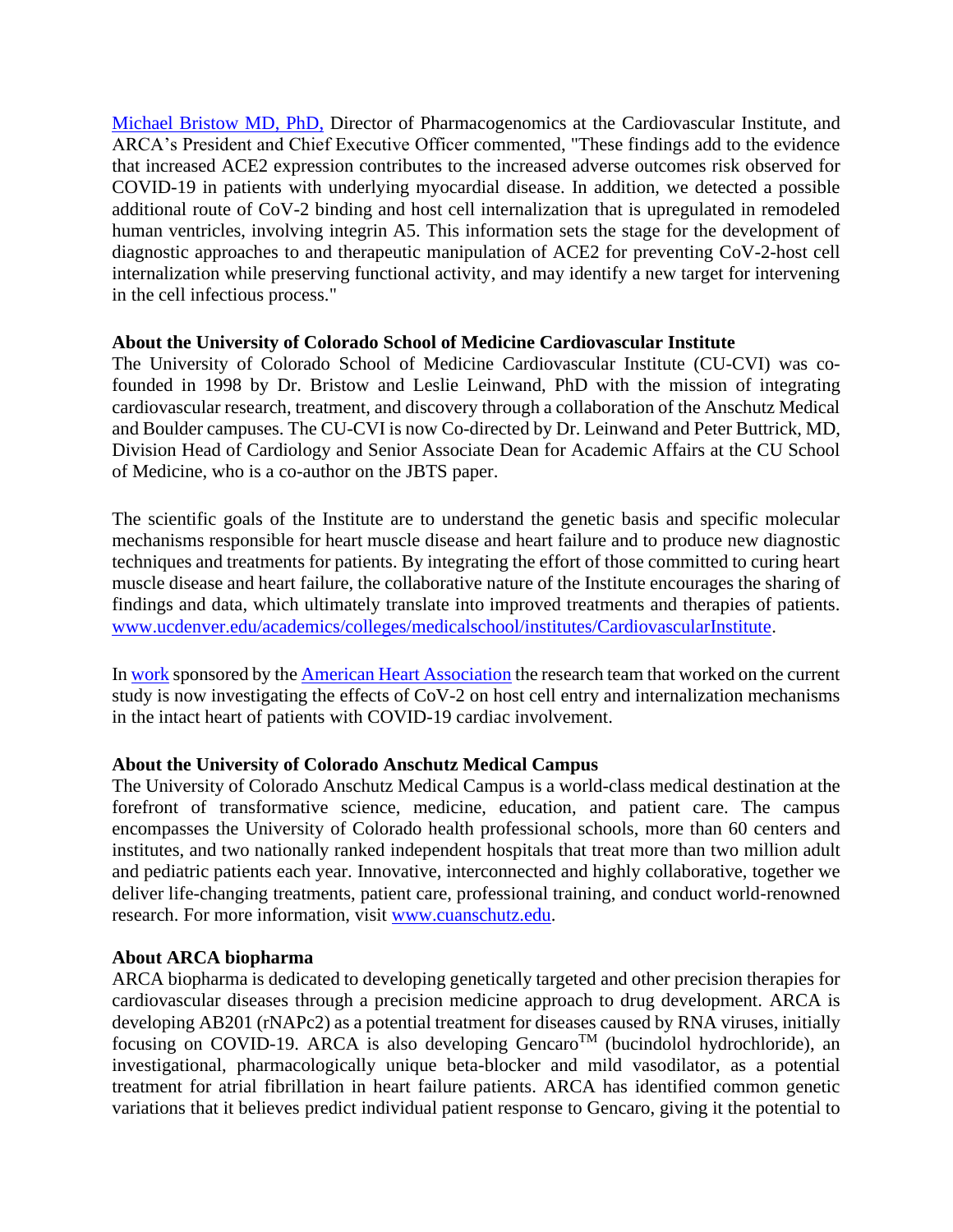[Michael Bristow MD, PhD,](#) Director of Pharmacogenomics at the Cardiovascular Institute, and ARCA's President and Chief Executive Officer commented, "These findings add to the evidence that increased ACE2 expression contributes to the increased adverse outcomes risk observed for COVID-19 in patients with underlying myocardial disease. In addition, we detected a possible additional route of CoV-2 binding and host cell internalization that is upregulated in remodeled human ventricles, involving integrin A5. This information sets the stage for the development of diagnostic approaches to and therapeutic manipulation of ACE2 for preventing CoV-2-host cell internalization while preserving functional activity, and may identify a new target for intervening in the cell infectious process."

**About the University of Colorado School of Medicine Cardiovascular Institute**

The University of Colorado School of Medicine Cardiovascular Institute (CU-CVI) was co-founded in 1998 by Dr. Bristow and Leslie Leinwand, PhD with the mission of integrating cardiovascular research, treatment, and discovery through a collaboration of the Anschutz Medical and Boulder campuses. The CU-CVI is now Co-directed by Dr. Leinwand and Peter Buttrick, MD, Division Head of Cardiology and Senior Associate Dean for Academic Affairs at the CU School of Medicine, who is a co-author on the JBTS paper.

The scientific goals of the Institute are to understand the genetic basis and specific molecular mechanisms responsible for heart muscle disease and heart failure and to produce new diagnostic techniques and treatments for patients. By integrating the effort of those committed to curing heart muscle disease and heart failure, the collaborative nature of the Institute encourages the sharing of findings and data, which ultimately translate into improved treatments and therapies of patients. www.ucdenver.edu/academics/colleges/medicalschool/institutes/CardiovascularInstitute.

In work sponsored by the American Heart Association the research team that worked on the current study is now investigating the effects of CoV-2 on host cell entry and internalization mechanisms in the intact heart of patients with COVID-19 cardiac involvement.

**About the University of Colorado Anschutz Medical Campus**

The University of Colorado Anschutz Medical Campus is a world-class medical destination at the forefront of transformative science, medicine, education, and patient care. The campus encompasses the University of Colorado health professional schools, more than 60 centers and institutes, and two nationally ranked independent hospitals that treat more than two million adult and pediatric patients each year. Innovative, interconnected and highly collaborative, together we deliver life-changing treatments, patient care, professional training, and conduct world-renowned research. For more information, visit www.cuanschutz.edu.

**About ARCA biopharma**

ARCA biopharma is dedicated to developing genetically targeted and other precision therapies for cardiovascular diseases through a precision medicine approach to drug development. ARCA is developing AB201 (rNAPc2) as a potential treatment for diseases caused by RNA viruses, initially focusing on COVID-19. ARCA is also developing Gencaro™ (bucindolol hydrochloride), an investigational, pharmacologically unique beta-blocker and mild vasodilator, as a potential treatment for atrial fibrillation in heart failure patients. ARCA has identified common genetic variations that it believes predict individual patient response to Gencaro, giving it the potential to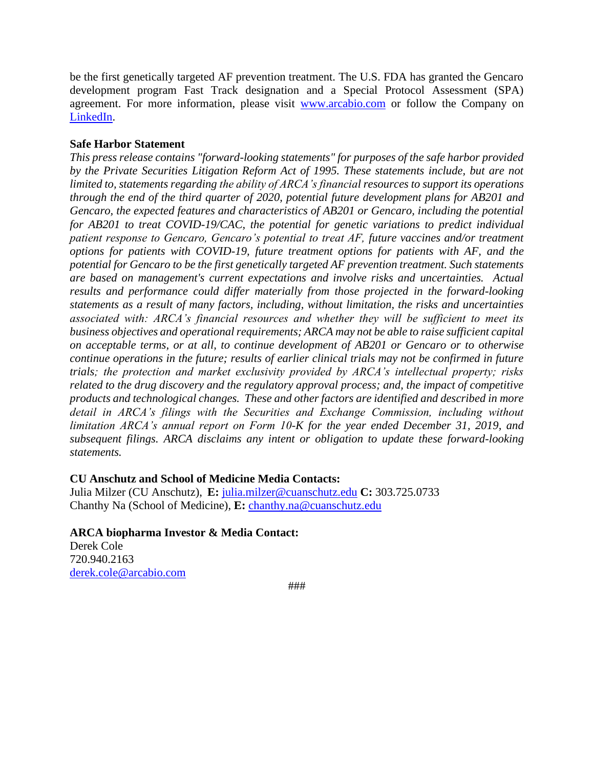be the first genetically targeted AF prevention treatment. The U.S. FDA has granted the Gencaro development program Fast Track designation and a Special Protocol Assessment (SPA) agreement. For more information, please visit [www.arcabio.com](http://www.arcabio.com) or follow the Company on [LinkedIn](LinkedIn).

**Safe Harbor Statement**

*This press release contains "forward-looking statements" for purposes of the safe harbor provided by the Private Securities Litigation Reform Act of 1995. These statements include, but are not limited to, statements regarding the ability of ARCA's financial resources to support its operations through the end of the third quarter of 2020, potential future development plans for AB201 and Gencaro, the expected features and characteristics of AB201 or Gencaro, including the potential for AB201 to treat COVID-19/CAC, the potential for genetic variations to predict individual patient response to Gencaro, Gencaro's potential to treat AF, future vaccines and/or treatment options for patients with COVID-19, future treatment options for patients with AF, and the potential for Gencaro to be the first genetically targeted AF prevention treatment. Such statements are based on management's current expectations and involve risks and uncertainties. Actual results and performance could differ materially from those projected in the forward-looking statements as a result of many factors, including, without limitation, the risks and uncertainties associated with: ARCA's financial resources and whether they will be sufficient to meet its business objectives and operational requirements; ARCA may not be able to raise sufficient capital on acceptable terms, or at all, to continue development of AB201 or Gencaro or to otherwise continue operations in the future; results of earlier clinical trials may not be confirmed in future trials; the protection and market exclusivity provided by ARCA's intellectual property; risks related to the drug discovery and the regulatory approval process; and, the impact of competitive products and technological changes. These and other factors are identified and described in more detail in ARCA's filings with the Securities and Exchange Commission, including without limitation ARCA's annual report on Form 10-K for the year ended December 31, 2019, and subsequent filings. ARCA disclaims any intent or obligation to update these forward-looking statements.*

**CU Anschutz and School of Medicine Media Contacts:**

Julia Milzer (CU Anschutz), **E:** [julia.milzer@cuanschutz.edu](mailto:julia.milzer@cuanschutz.edu) **C:** 303.725.0733
Chanthy Na (School of Medicine), **E:** [chanthy.na@cuanschutz.edu](mailto:chanthy.na@cuanschutz.edu)

**ARCA biopharma Investor & Media Contact:**

Derek Cole
720.940.2163
[derek.cole@arcabio.com](mailto:derek.cole@arcabio.com)

###